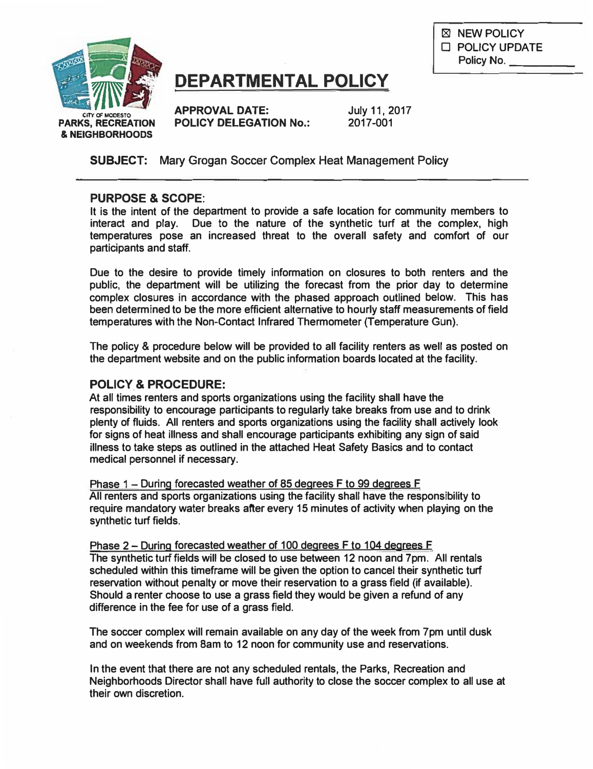☒ NEW POLICY
☐ POLICY UPDATE
Policy No. __________

CITY OF MODESTO
PARKS, RECREATION & NEIGHBORHOODS

# DEPARTMENTAL POLICY

**APPROVAL DATE:** July 11, 2017
**POLICY DELEGATION No.:** 2017-001

**SUBJECT:** Mary Grogan Soccer Complex Heat Management Policy

## PURPOSE & SCOPE:

It is the intent of the department to provide a safe location for community members to interact and play. Due to the nature of the synthetic turf at the complex, high temperatures pose an increased threat to the overall safety and comfort of our participants and staff.

Due to the desire to provide timely information on closures to both renters and the public, the department will be utilizing the forecast from the prior day to determine complex closures in accordance with the phased approach outlined below. This has been determined to be the more efficient alternative to hourly staff measurements of field temperatures with the Non-Contact Infrared Thermometer (Temperature Gun).

The policy & procedure below will be provided to all facility renters as well as posted on the department website and on the public information boards located at the facility.

## POLICY & PROCEDURE:

At all times renters and sports organizations using the facility shall have the responsibility to encourage participants to regularly take breaks from use and to drink plenty of fluids. All renters and sports organizations using the facility shall actively look for signs of heat illness and shall encourage participants exhibiting any sign of said illness to take steps as outlined in the attached Heat Safety Basics and to contact medical personnel if necessary.

<u>Phase 1 – During forecasted weather of 85 degrees F to 99 degrees F</u>
All renters and sports organizations using the facility shall have the responsibility to require mandatory water breaks after every 15 minutes of activity when playing on the synthetic turf fields.

<u>Phase 2 – During forecasted weather of 100 degrees F to 104 degrees F</u>
The synthetic turf fields will be closed to use between 12 noon and 7pm. All rentals scheduled within this timeframe will be given the option to cancel their synthetic turf reservation without penalty or move their reservation to a grass field (if available). Should a renter choose to use a grass field they would be given a refund of any difference in the fee for use of a grass field.

The soccer complex will remain available on any day of the week from 7pm until dusk and on weekends from 8am to 12 noon for community use and reservations.

In the event that there are not any scheduled rentals, the Parks, Recreation and Neighborhoods Director shall have full authority to close the soccer complex to all use at their own discretion.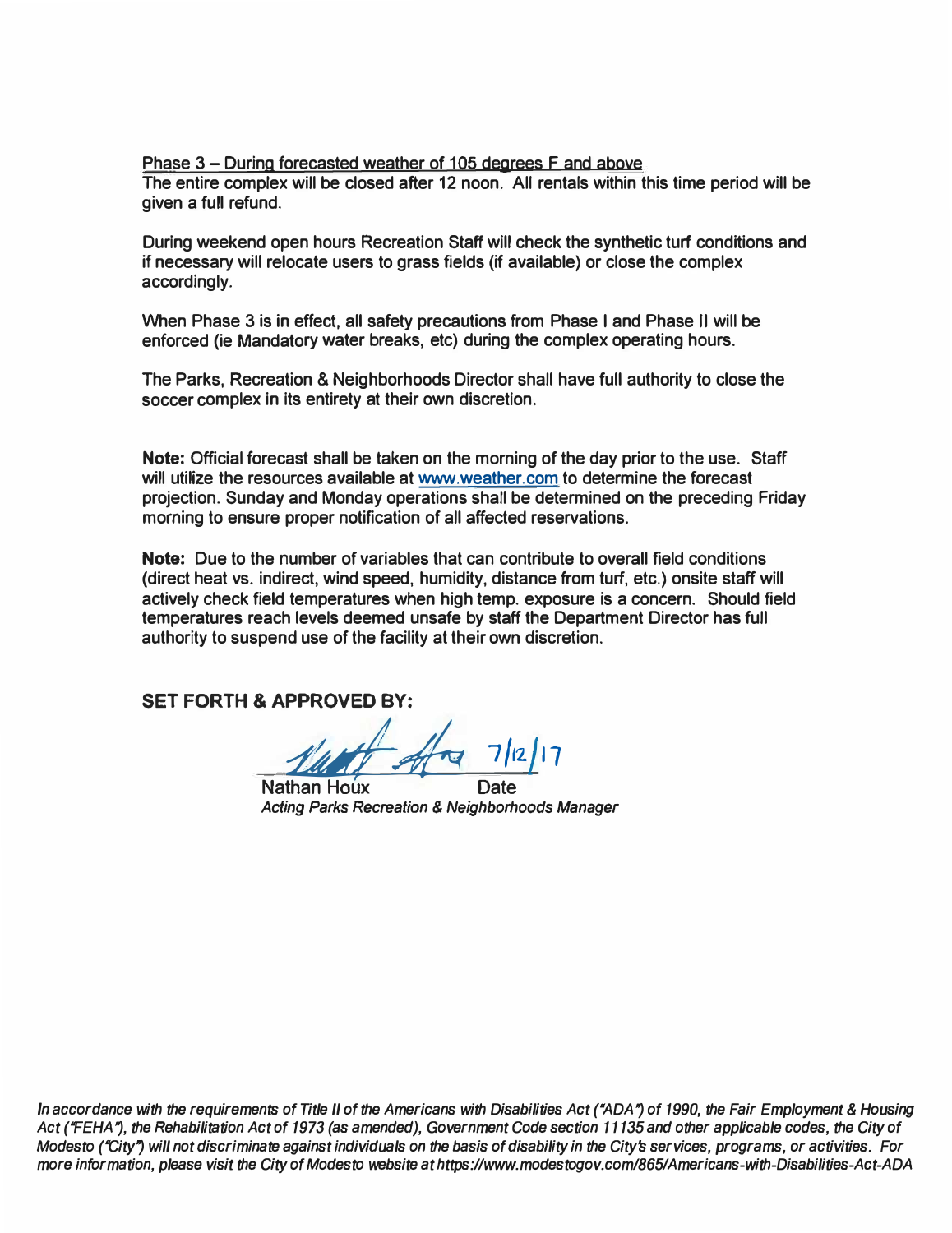Phase 3 – During forecasted weather of 105 degrees F and above

The entire complex will be closed after 12 noon. All rentals within this time period will be given a full refund.

During weekend open hours Recreation Staff will check the synthetic turf conditions and if necessary will relocate users to grass fields (if available) or close the complex accordingly.

When Phase 3 is in effect, all safety precautions from Phase I and Phase II will be enforced (ie Mandatory water breaks, etc) during the complex operating hours.

The Parks, Recreation & Neighborhoods Director shall have full authority to close the soccer complex in its entirety at their own discretion.

**Note:** Official forecast shall be taken on the morning of the day prior to the use. Staff will utilize the resources available at www.weather.com to determine the forecast projection. Sunday and Monday operations shall be determined on the preceding Friday morning to ensure proper notification of all affected reservations.

**Note:** Due to the number of variables that can contribute to overall field conditions (direct heat vs. indirect, wind speed, humidity, distance from turf, etc.) onsite staff will actively check field temperatures when high temp. exposure is a concern. Should field temperatures reach levels deemed unsafe by staff the Department Director has full authority to suspend use of the facility at their own discretion.

**SET FORTH & APPROVED BY:**

7/12/17

Nathan Houx — Date

*Acting Parks Recreation & Neighborhoods Manager*

*In accordance with the requirements of Title II of the Americans with Disabilities Act ("ADA") of 1990, the Fair Employment & Housing Act ("FEHA"), the Rehabilitation Act of 1973 (as amended), Government Code section 11135 and other applicable codes, the City of Modesto ("City") will not discriminate against individuals on the basis of disability in the City's services, programs, or activities. For more information, please visit the City of Modesto website at https://www.modestogov.com/865/Americans-with-Disabilities-Act-ADA*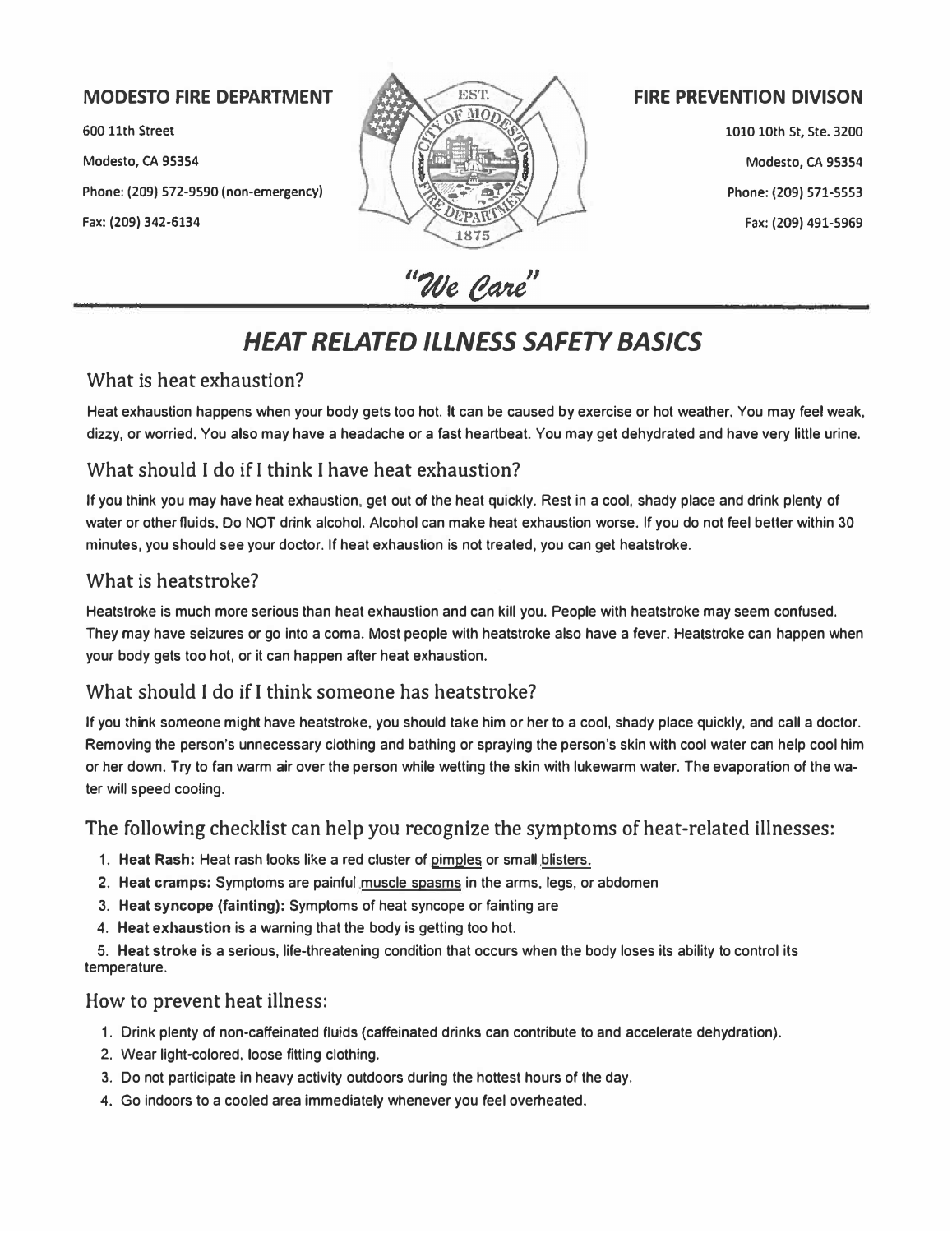**MODESTO FIRE DEPARTMENT**

600 11th Street

Modesto, CA 95354

Phone: (209) 572-9590 (non-emergency)

Fax: (209) 342-6134

**FIRE PREVENTION DIVISON**

1010 10th St, Ste. 3200

Modesto, CA 95354

Phone: (209) 571-5553

Fax: (209) 491-5969

*"We Care"*

# *HEAT RELATED ILLNESS SAFETY BASICS*

## What is heat exhaustion?

Heat exhaustion happens when your body gets too hot. It can be caused by exercise or hot weather. You may feel weak, dizzy, or worried. You also may have a headache or a fast heartbeat. You may get dehydrated and have very little urine.

## What should I do if I think I have heat exhaustion?

If you think you may have heat exhaustion, get out of the heat quickly. Rest in a cool, shady place and drink plenty of water or other fluids. Do NOT drink alcohol. Alcohol can make heat exhaustion worse. If you do not feel better within 30 minutes, you should see your doctor. If heat exhaustion is not treated, you can get heatstroke.

## What is heatstroke?

Heatstroke is much more serious than heat exhaustion and can kill you. People with heatstroke may seem confused. They may have seizures or go into a coma. Most people with heatstroke also have a fever. Heatstroke can happen when your body gets too hot, or it can happen after heat exhaustion.

## What should I do if I think someone has heatstroke?

If you think someone might have heatstroke, you should take him or her to a cool, shady place quickly, and call a doctor. Removing the person's unnecessary clothing and bathing or spraying the person's skin with cool water can help cool him or her down. Try to fan warm air over the person while wetting the skin with lukewarm water. The evaporation of the water will speed cooling.

## The following checklist can help you recognize the symptoms of heat-related illnesses:

1. **Heat Rash:** Heat rash looks like a red cluster of pimples or small blisters.
2. **Heat cramps:** Symptoms are painful muscle spasms in the arms, legs, or abdomen
3. **Heat syncope (fainting):** Symptoms of heat syncope or fainting are
4. **Heat exhaustion** is a warning that the body is getting too hot.
5. **Heat stroke** is a serious, life-threatening condition that occurs when the body loses its ability to control its temperature.

## How to prevent heat illness:

1. Drink plenty of non-caffeinated fluids (caffeinated drinks can contribute to and accelerate dehydration).
2. Wear light-colored, loose fitting clothing.
3. Do not participate in heavy activity outdoors during the hottest hours of the day.
4. Go indoors to a cooled area immediately whenever you feel overheated.